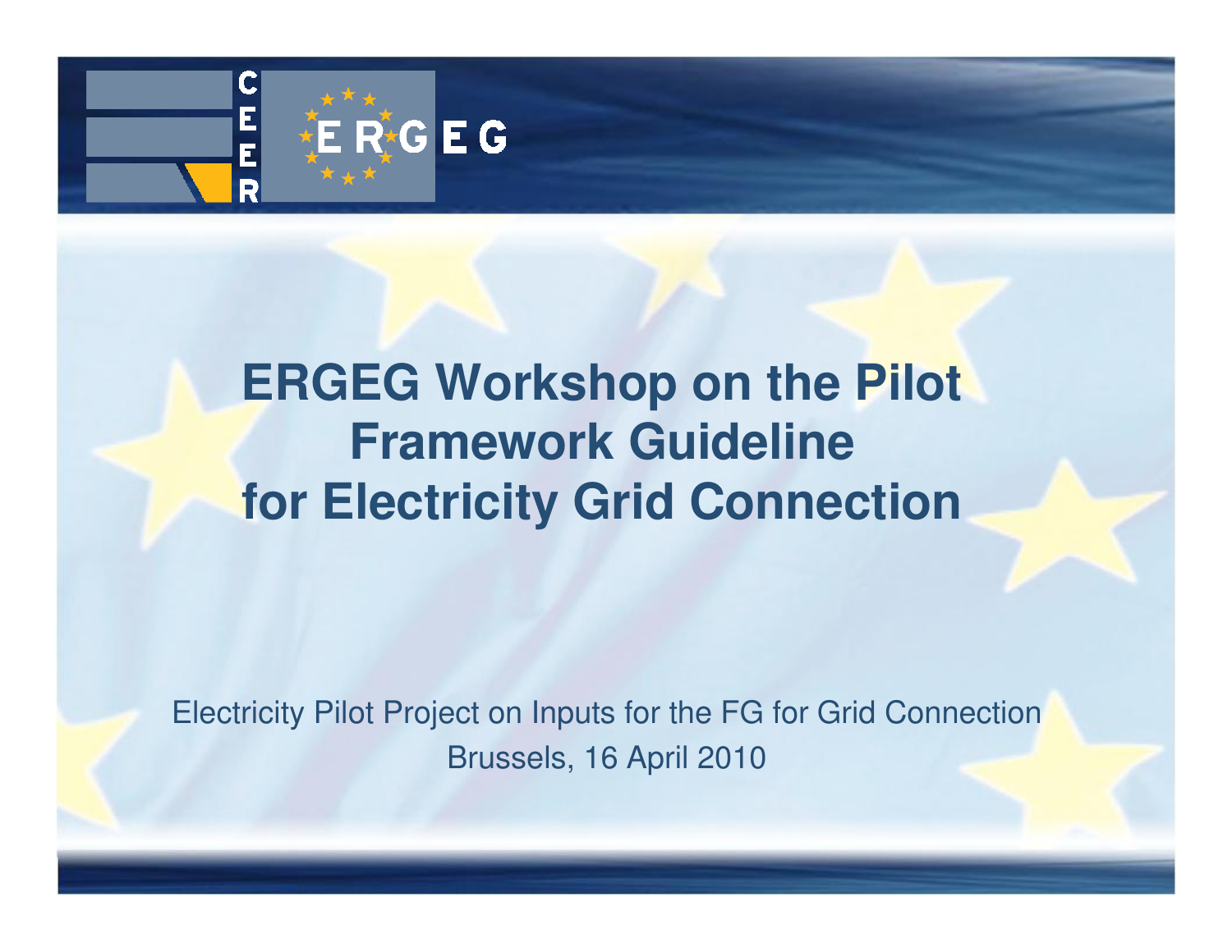CEER ERGEG

# ERGEG Workshop on the Pilot Framework Guideline for Electricity Grid Connection

Electricity Pilot Project on Inputs for the FG for Grid Connection

Brussels, 16 April 2010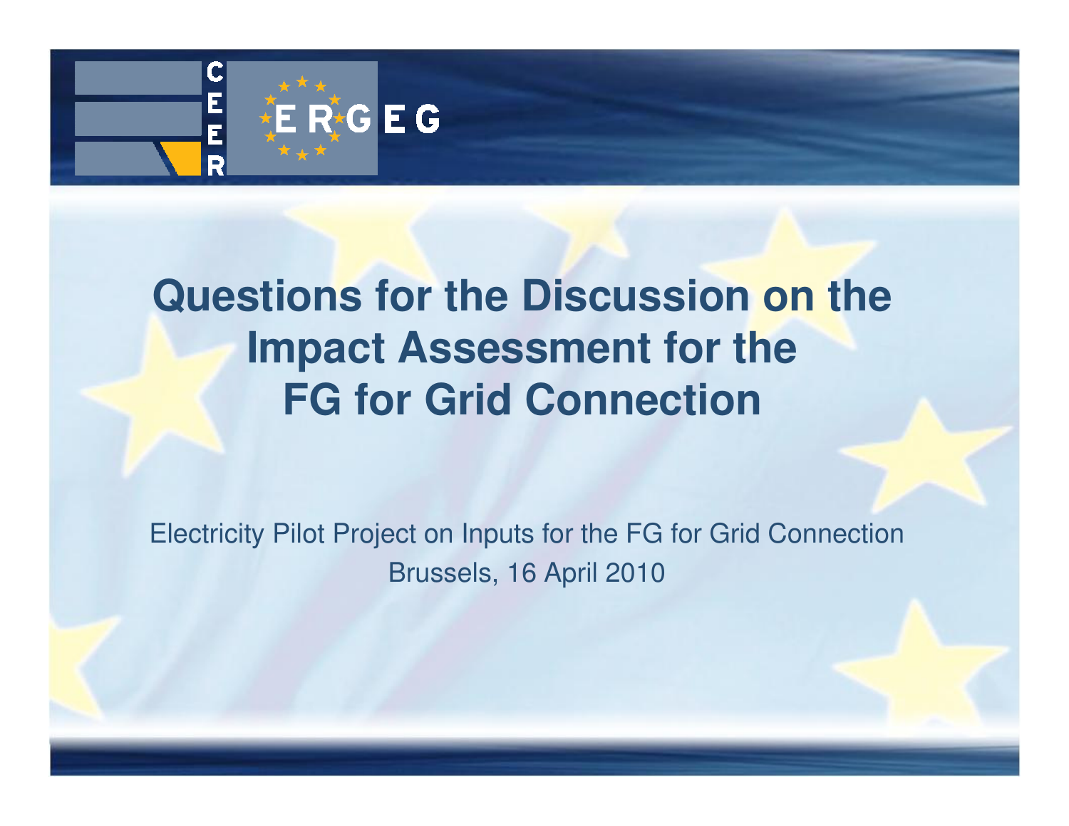# Questions for the Discussion on the Impact Assessment for the FG for Grid Connection

Electricity Pilot Project on Inputs for the FG for Grid Connection

Brussels, 16 April 2010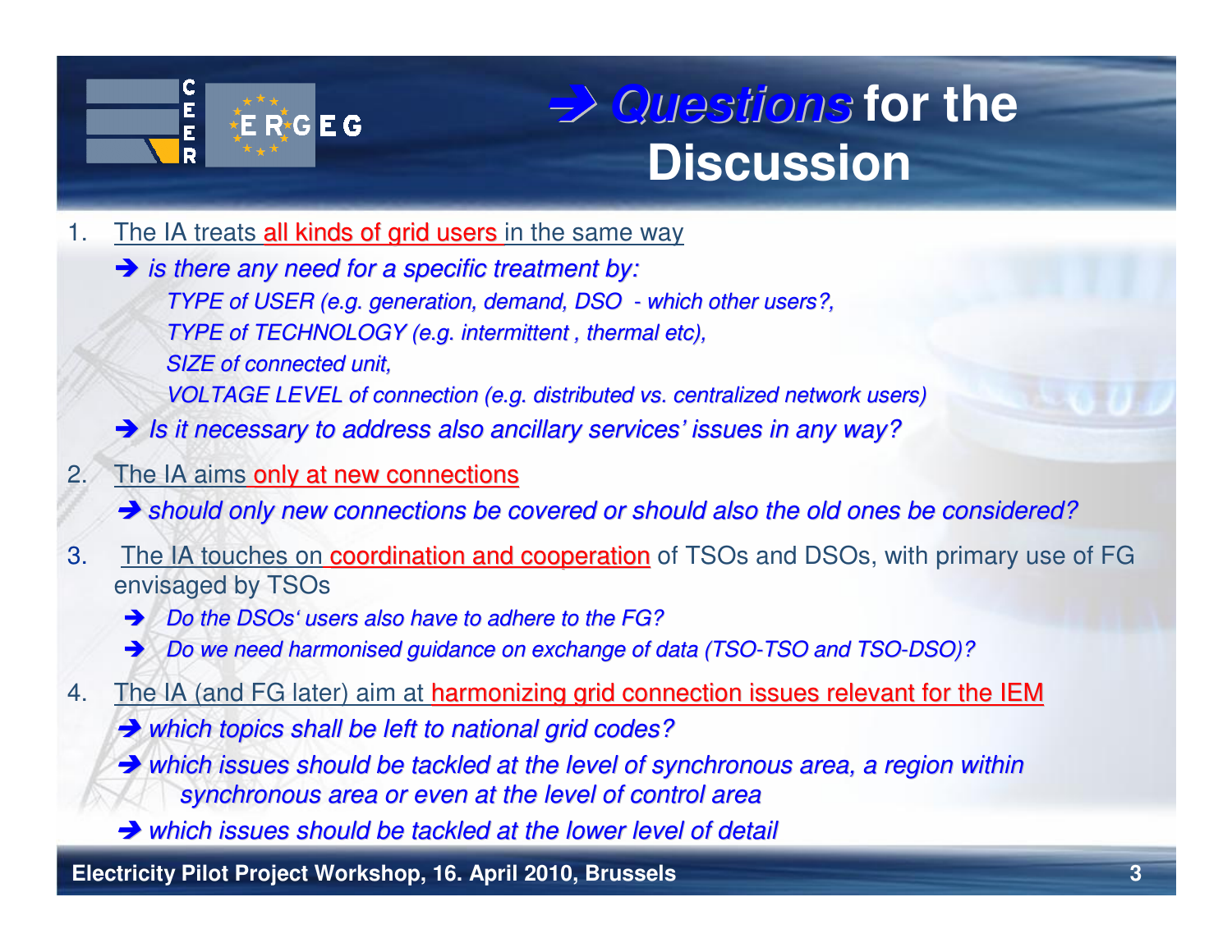# ➔ *Questions* for the Discussion

1. The IA treats all kinds of grid users in the same way

   ➔ *is there any need for a specific treatment by:*

   *TYPE of USER (e.g. generation, demand, DSO - which other users?,*

   *TYPE of TECHNOLOGY (e.g. intermittent , thermal etc),*

   *SIZE of connected unit,*

   *VOLTAGE LEVEL of connection (e.g. distributed vs. centralized network users)*

   ➔ *Is it necessary to address also ancillary services' issues in any way?*

2. The IA aims only at new connections

   ➔ *should only new connections be covered or should also the old ones be considered?*

3. The IA touches on coordination and cooperation of TSOs and DSOs, with primary use of FG envisaged by TSOs

   ➔ *Do the DSOs' users also have to adhere to the FG?*

   ➔ *Do we need harmonised guidance on exchange of data (TSO-TSO and TSO-DSO)?*

4. The IA (and FG later) aim at harmonizing grid connection issues relevant for the IEM

   ➔ *which topics shall be left to national grid codes?*

   ➔ *which issues should be tackled at the level of synchronous area, a region within synchronous area or even at the level of control area*

   ➔ *which issues should be tackled at the lower level of detail*

**Electricity Pilot Project Workshop, 16. April 2010, Brussels**